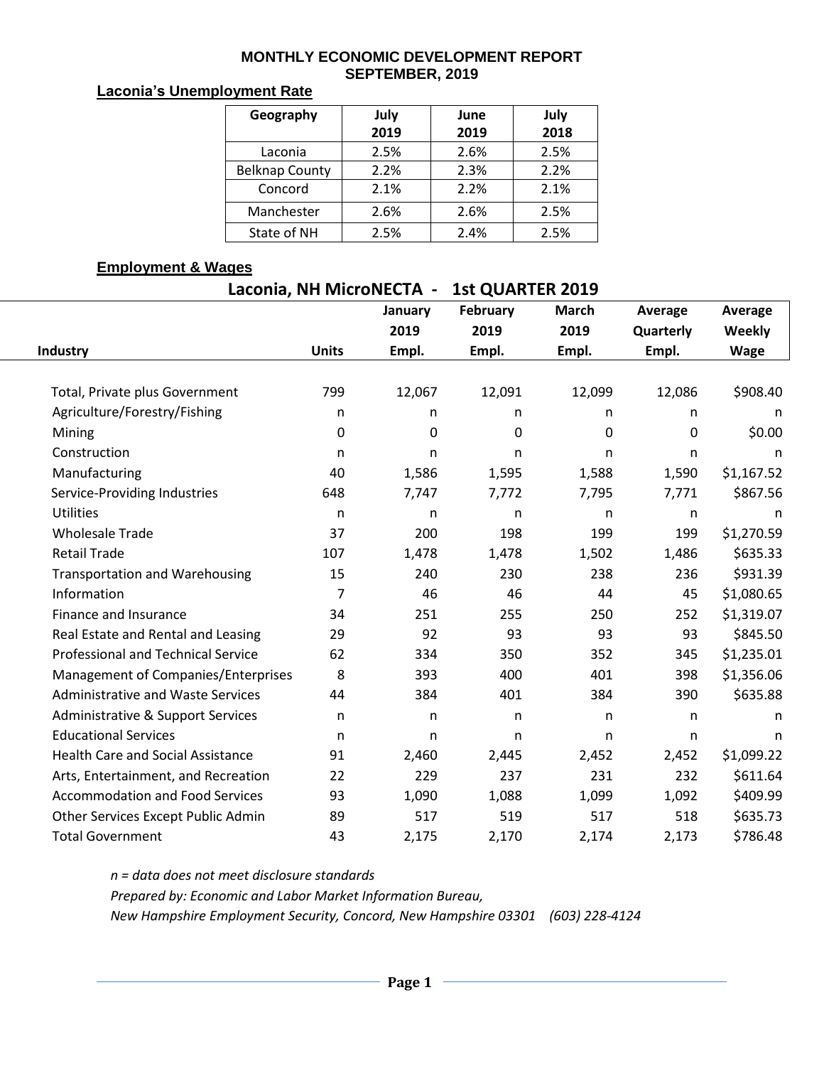# MONTHLY ECONOMIC DEVELOPMENT REPORT
## SEPTEMBER, 2019

**Laconia's Unemployment Rate**

| Geography | July 2019 | June 2019 | July 2018 |
|---|---|---|---|
| Laconia | 2.5% | 2.6% | 2.5% |
| Belknap County | 2.2% | 2.3% | 2.2% |
| Concord | 2.1% | 2.2% | 2.1% |
| Manchester | 2.6% | 2.6% | 2.5% |
| State of NH | 2.5% | 2.4% | 2.5% |

**Employment & Wages**

**Laconia, NH MicroNECTA - 1st QUARTER 2019**

| Industry | Units | January 2019 Empl. | February 2019 Empl. | March 2019 Empl. | Average Quarterly Empl. | Average Weekly Wage |
|---|---|---|---|---|---|---|
| Total, Private plus Government | 799 | 12,067 | 12,091 | 12,099 | 12,086 | $908.40 |
| Agriculture/Forestry/Fishing | n | n | n | n | n | n |
| Mining | 0 | 0 | 0 | 0 | 0 | $0.00 |
| Construction | n | n | n | n | n | n |
| Manufacturing | 40 | 1,586 | 1,595 | 1,588 | 1,590 | $1,167.52 |
| Service-Providing Industries | 648 | 7,747 | 7,772 | 7,795 | 7,771 | $867.56 |
| Utilities | n | n | n | n | n | n |
| Wholesale Trade | 37 | 200 | 198 | 199 | 199 | $1,270.59 |
| Retail Trade | 107 | 1,478 | 1,478 | 1,502 | 1,486 | $635.33 |
| Transportation and Warehousing | 15 | 240 | 230 | 238 | 236 | $931.39 |
| Information | 7 | 46 | 46 | 44 | 45 | $1,080.65 |
| Finance and Insurance | 34 | 251 | 255 | 250 | 252 | $1,319.07 |
| Real Estate and Rental and Leasing | 29 | 92 | 93 | 93 | 93 | $845.50 |
| Professional and Technical Service | 62 | 334 | 350 | 352 | 345 | $1,235.01 |
| Management of Companies/Enterprises | 8 | 393 | 400 | 401 | 398 | $1,356.06 |
| Administrative and Waste Services | 44 | 384 | 401 | 384 | 390 | $635.88 |
| Administrative & Support Services | n | n | n | n | n | n |
| Educational Services | n | n | n | n | n | n |
| Health Care and Social Assistance | 91 | 2,460 | 2,445 | 2,452 | 2,452 | $1,099.22 |
| Arts, Entertainment, and Recreation | 22 | 229 | 237 | 231 | 232 | $611.64 |
| Accommodation and Food Services | 93 | 1,090 | 1,088 | 1,099 | 1,092 | $409.99 |
| Other Services Except Public Admin | 89 | 517 | 519 | 517 | 518 | $635.73 |
| Total Government | 43 | 2,175 | 2,170 | 2,174 | 2,173 | $786.48 |

*n = data does not meet disclosure standards*

*Prepared by: Economic and Labor Market Information Bureau,*

*New Hampshire Employment Security, Concord, New Hampshire 03301 (603) 228-4124*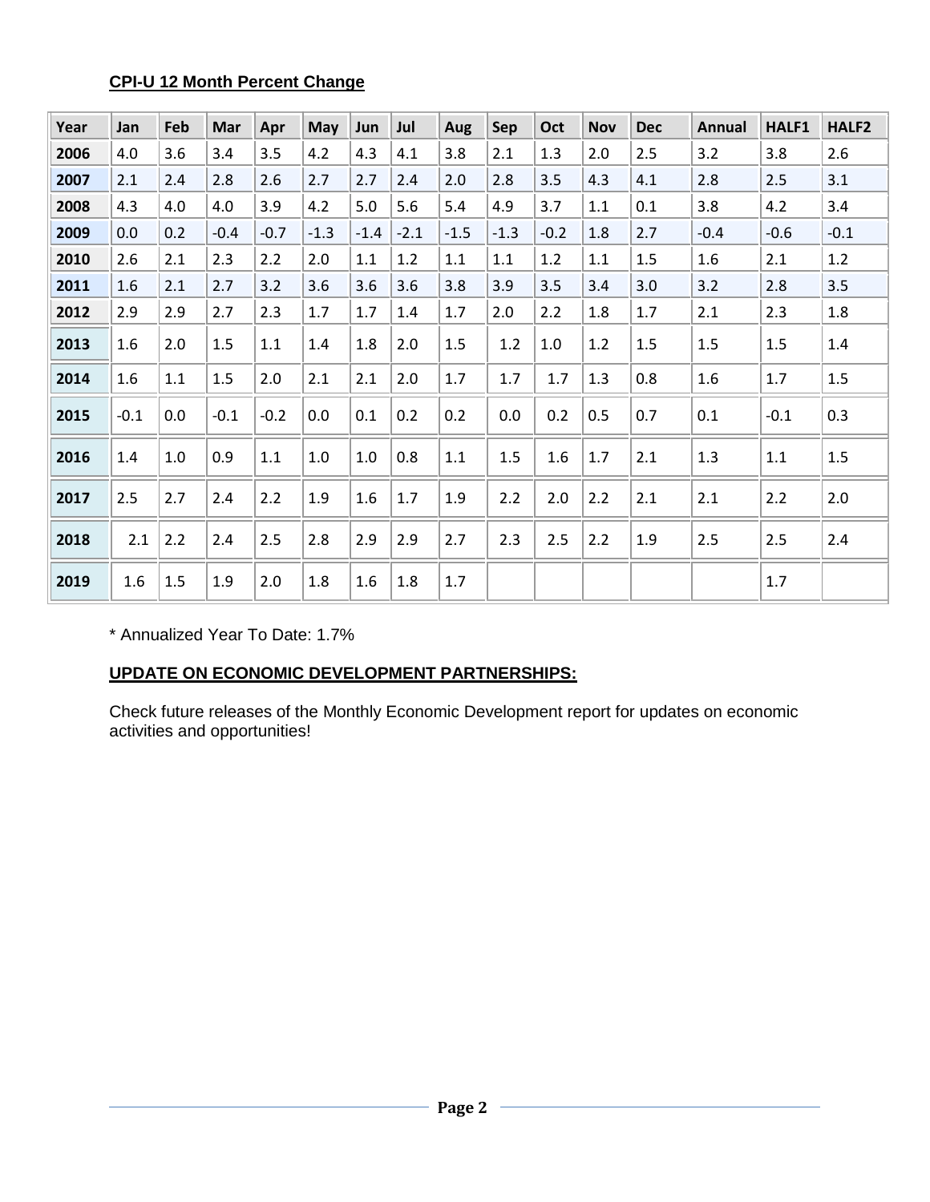**CPI-U 12 Month Percent Change**

| Year | Jan | Feb | Mar | Apr | May | Jun | Jul | Aug | Sep | Oct | Nov | Dec | Annual | HALF1 | HALF2 |
|---|---|---|---|---|---|---|---|---|---|---|---|---|---|---|---|
| 2006 | 4.0 | 3.6 | 3.4 | 3.5 | 4.2 | 4.3 | 4.1 | 3.8 | 2.1 | 1.3 | 2.0 | 2.5 | 3.2 | 3.8 | 2.6 |
| 2007 | 2.1 | 2.4 | 2.8 | 2.6 | 2.7 | 2.7 | 2.4 | 2.0 | 2.8 | 3.5 | 4.3 | 4.1 | 2.8 | 2.5 | 3.1 |
| 2008 | 4.3 | 4.0 | 4.0 | 3.9 | 4.2 | 5.0 | 5.6 | 5.4 | 4.9 | 3.7 | 1.1 | 0.1 | 3.8 | 4.2 | 3.4 |
| 2009 | 0.0 | 0.2 | -0.4 | -0.7 | -1.3 | -1.4 | -2.1 | -1.5 | -1.3 | -0.2 | 1.8 | 2.7 | -0.4 | -0.6 | -0.1 |
| 2010 | 2.6 | 2.1 | 2.3 | 2.2 | 2.0 | 1.1 | 1.2 | 1.1 | 1.1 | 1.2 | 1.1 | 1.5 | 1.6 | 2.1 | 1.2 |
| 2011 | 1.6 | 2.1 | 2.7 | 3.2 | 3.6 | 3.6 | 3.6 | 3.8 | 3.9 | 3.5 | 3.4 | 3.0 | 3.2 | 2.8 | 3.5 |
| 2012 | 2.9 | 2.9 | 2.7 | 2.3 | 1.7 | 1.7 | 1.4 | 1.7 | 2.0 | 2.2 | 1.8 | 1.7 | 2.1 | 2.3 | 1.8 |
| 2013 | 1.6 | 2.0 | 1.5 | 1.1 | 1.4 | 1.8 | 2.0 | 1.5 | 1.2 | 1.0 | 1.2 | 1.5 | 1.5 | 1.5 | 1.4 |
| 2014 | 1.6 | 1.1 | 1.5 | 2.0 | 2.1 | 2.1 | 2.0 | 1.7 | 1.7 | 1.7 | 1.3 | 0.8 | 1.6 | 1.7 | 1.5 |
| 2015 | -0.1 | 0.0 | -0.1 | -0.2 | 0.0 | 0.1 | 0.2 | 0.2 | 0.0 | 0.2 | 0.5 | 0.7 | 0.1 | -0.1 | 0.3 |
| 2016 | 1.4 | 1.0 | 0.9 | 1.1 | 1.0 | 1.0 | 0.8 | 1.1 | 1.5 | 1.6 | 1.7 | 2.1 | 1.3 | 1.1 | 1.5 |
| 2017 | 2.5 | 2.7 | 2.4 | 2.2 | 1.9 | 1.6 | 1.7 | 1.9 | 2.2 | 2.0 | 2.2 | 2.1 | 2.1 | 2.2 | 2.0 |
| 2018 | 2.1 | 2.2 | 2.4 | 2.5 | 2.8 | 2.9 | 2.9 | 2.7 | 2.3 | 2.5 | 2.2 | 1.9 | 2.5 | 2.5 | 2.4 |
| 2019 | 1.6 | 1.5 | 1.9 | 2.0 | 1.8 | 1.6 | 1.8 | 1.7 | | | | | | 1.7 | |

* Annualized Year To Date: 1.7%

**UPDATE ON ECONOMIC DEVELOPMENT PARTNERSHIPS:**

Check future releases of the Monthly Economic Development report for updates on economic activities and opportunities!